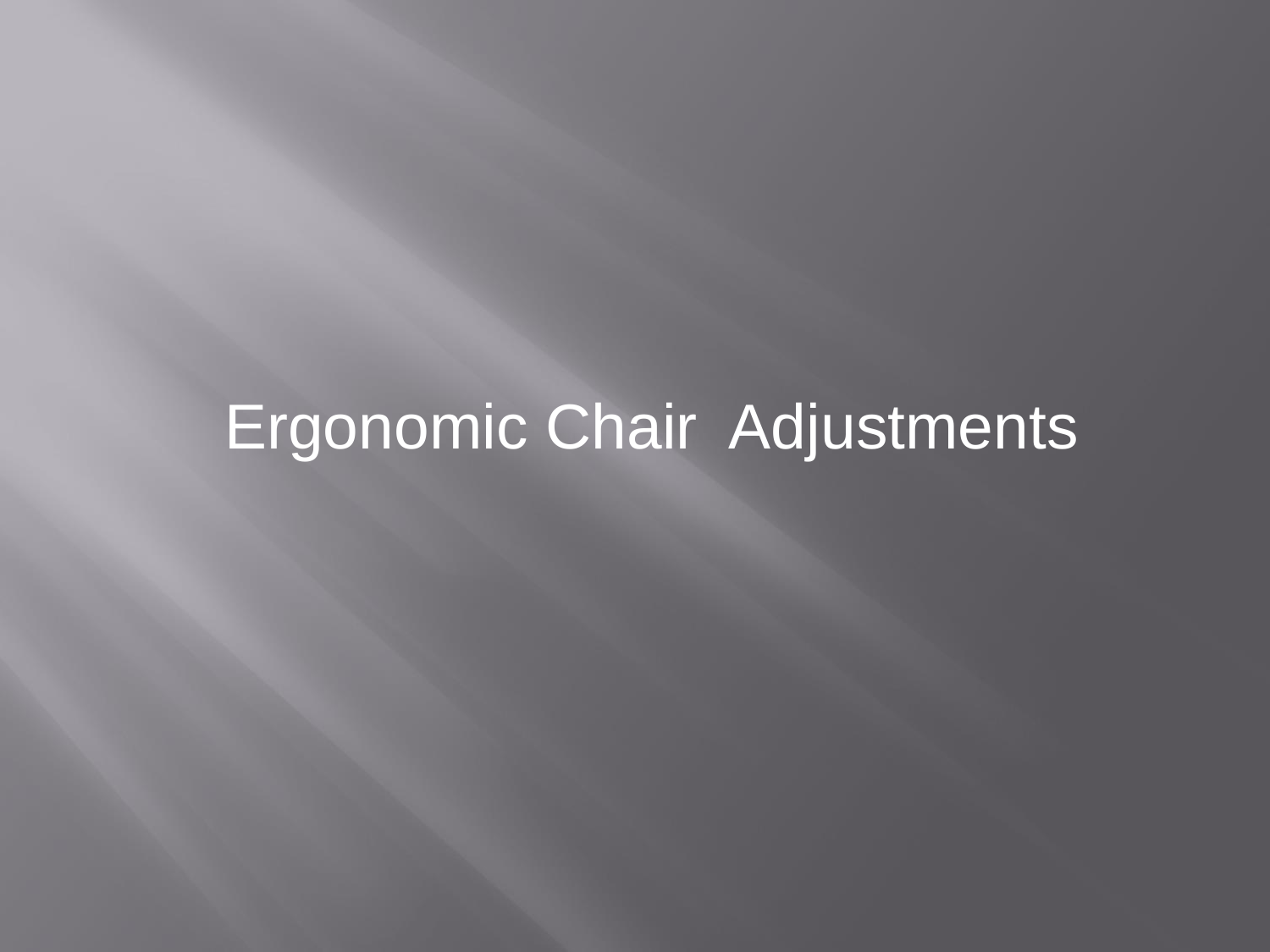# Ergonomic Chair Adjustments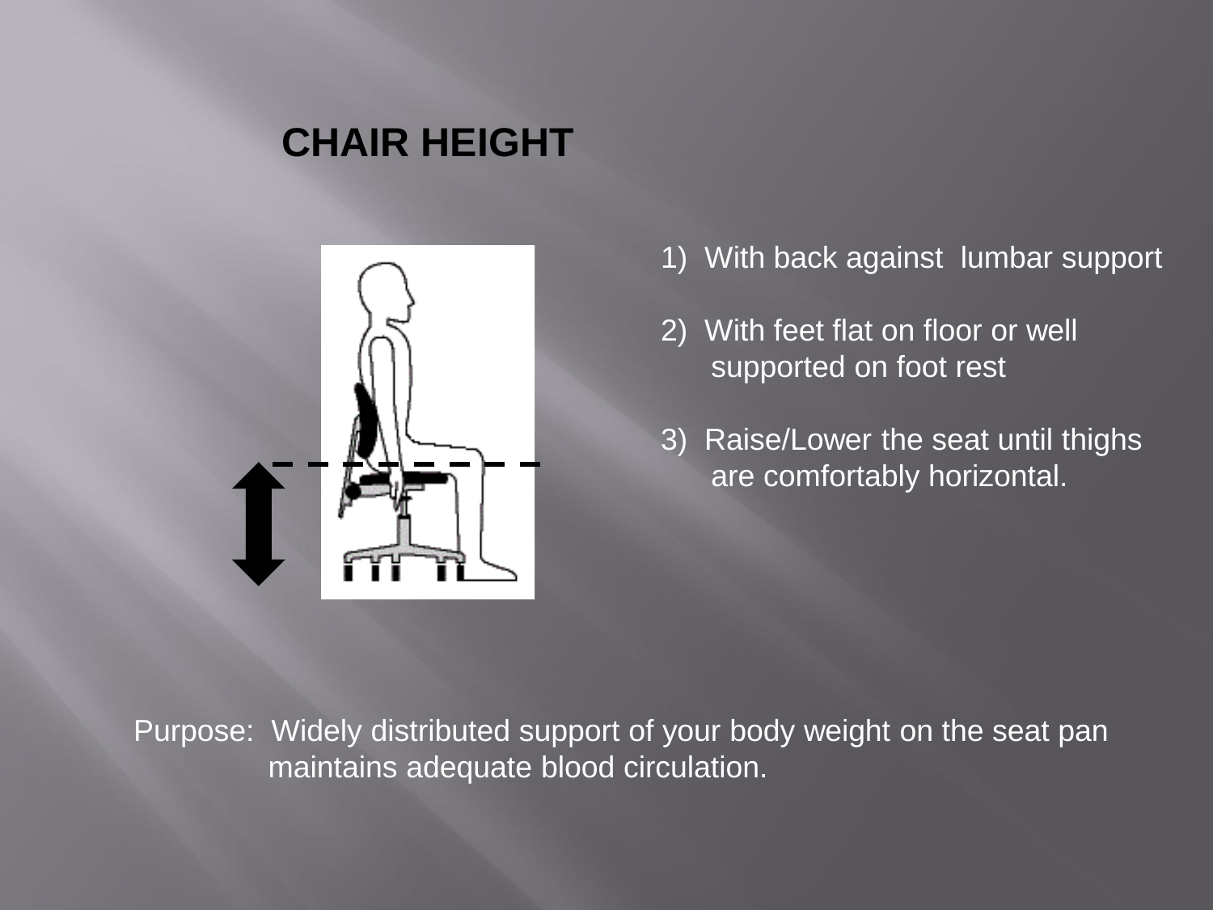# CHAIR HEIGHT

1) With back against lumbar support

2) With feet flat on floor or well supported on foot rest

3) Raise/Lower the seat until thighs are comfortably horizontal.

Purpose: Widely distributed support of your body weight on the seat pan maintains adequate blood circulation.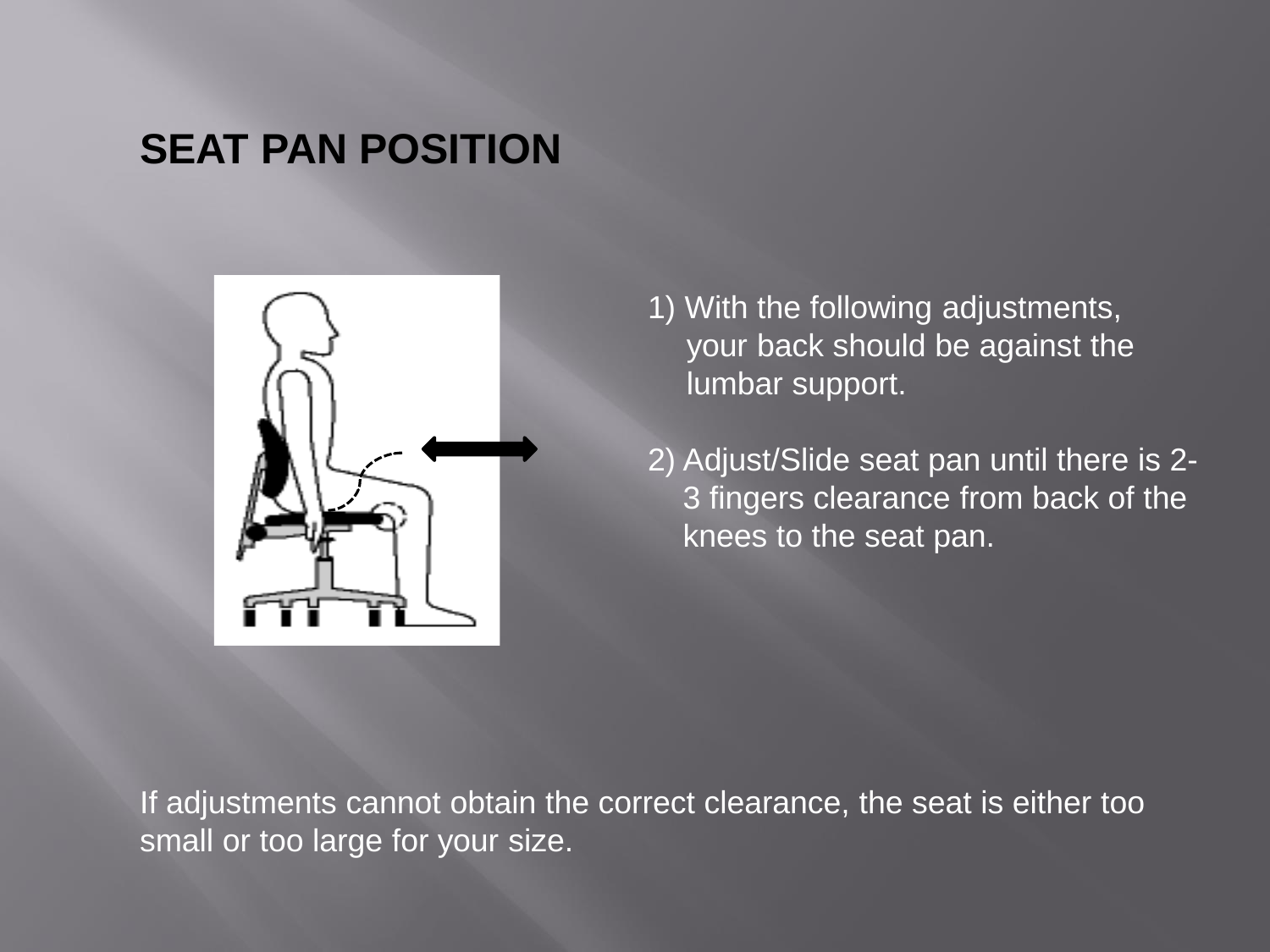# SEAT PAN POSITION

1) With the following adjustments, your back should be against the lumbar support.

2) Adjust/Slide seat pan until there is 2-3 fingers clearance from back of the knees to the seat pan.

If adjustments cannot obtain the correct clearance, the seat is either too small or too large for your size.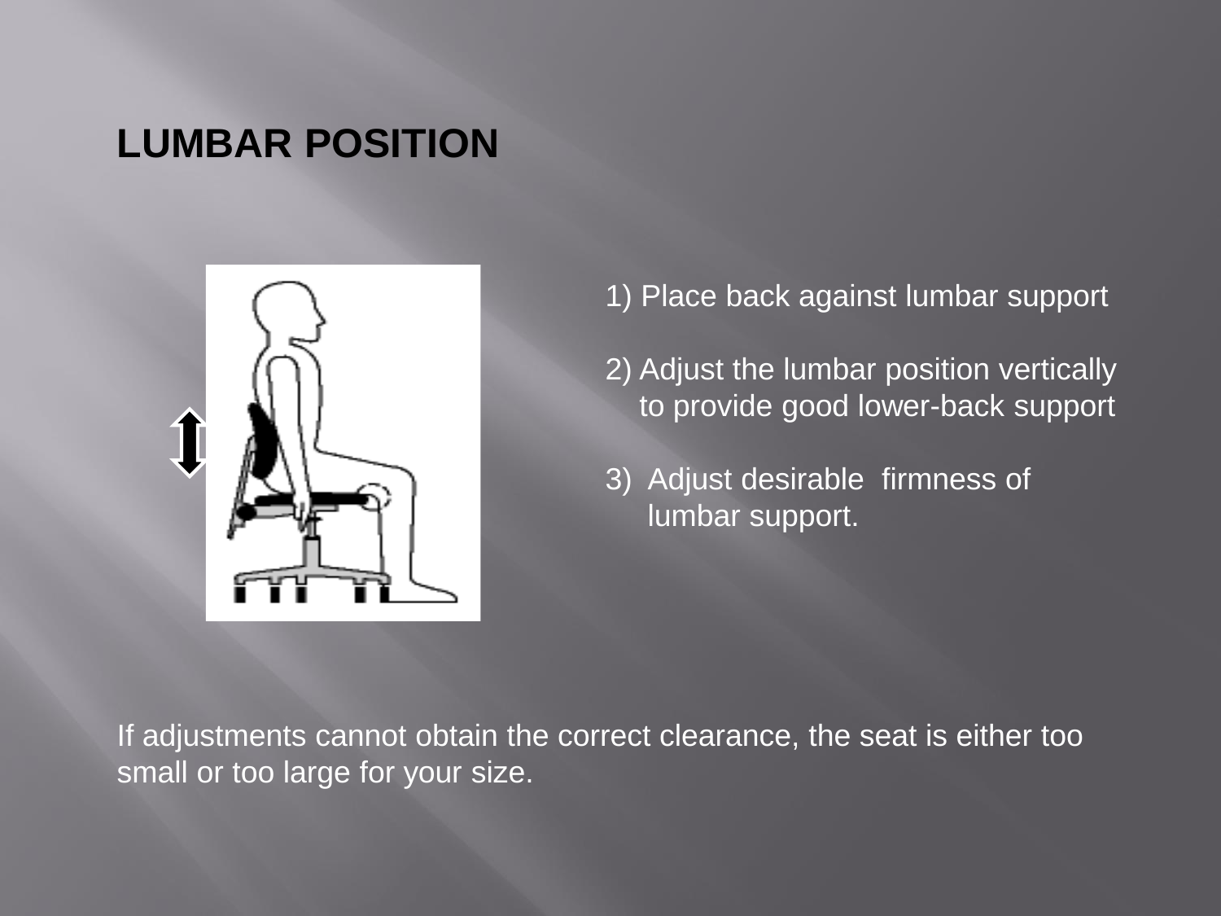# LUMBAR POSITION

1) Place back against lumbar support

2) Adjust the lumbar position vertically to provide good lower-back support

3) Adjust desirable firmness of lumbar support.

If adjustments cannot obtain the correct clearance, the seat is either too small or too large for your size.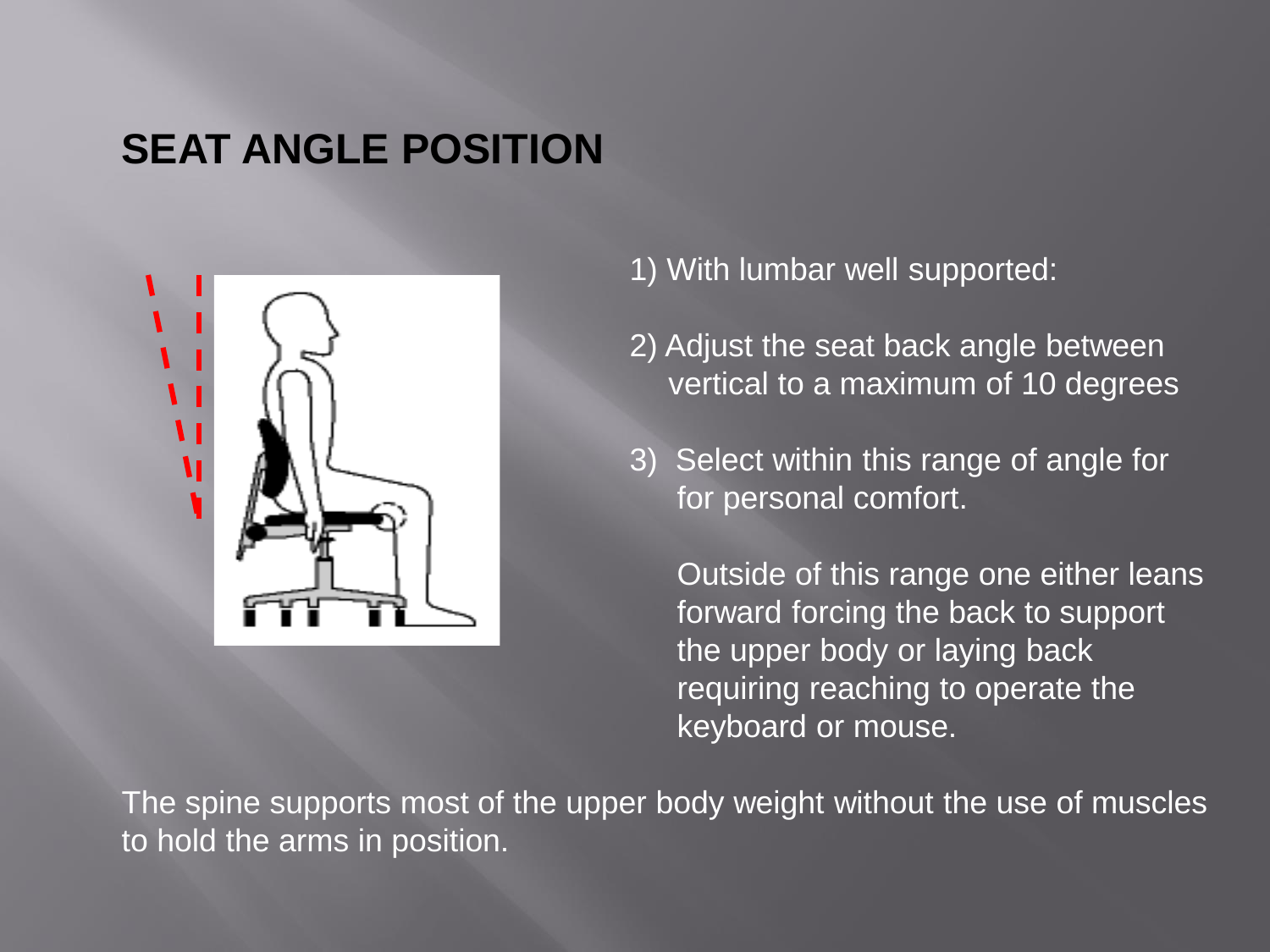# SEAT ANGLE POSITION

1) With lumbar well supported:

2) Adjust the seat back angle between vertical to a maximum of 10 degrees

3) Select within this range of angle for for personal comfort.

Outside of this range one either leans forward forcing the back to support the upper body or laying back requiring reaching to operate the keyboard or mouse.

The spine supports most of the upper body weight without the use of muscles to hold the arms in position.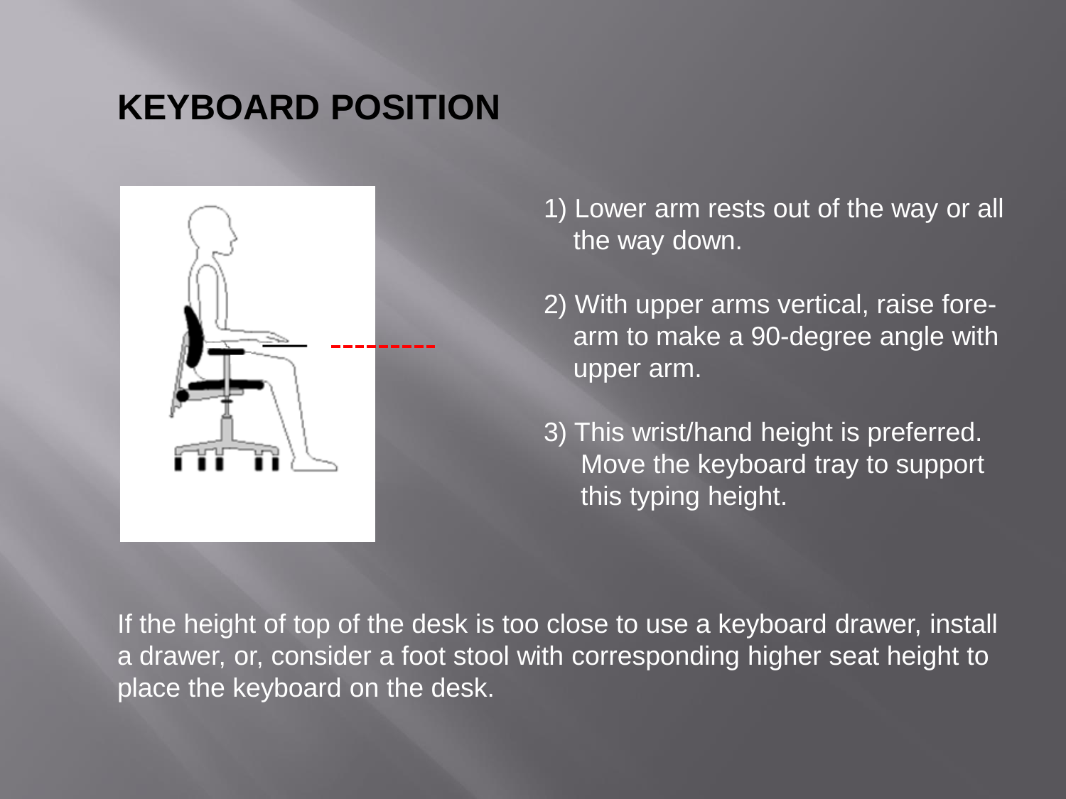# KEYBOARD POSITION

1) Lower arm rests out of the way or all the way down.

2) With upper arms vertical, raise fore-arm to make a 90-degree angle with upper arm.

3) This wrist/hand height is preferred. Move the keyboard tray to support this typing height.

If the height of top of the desk is too close to use a keyboard drawer, install a drawer, or, consider a foot stool with corresponding higher seat height to place the keyboard on the desk.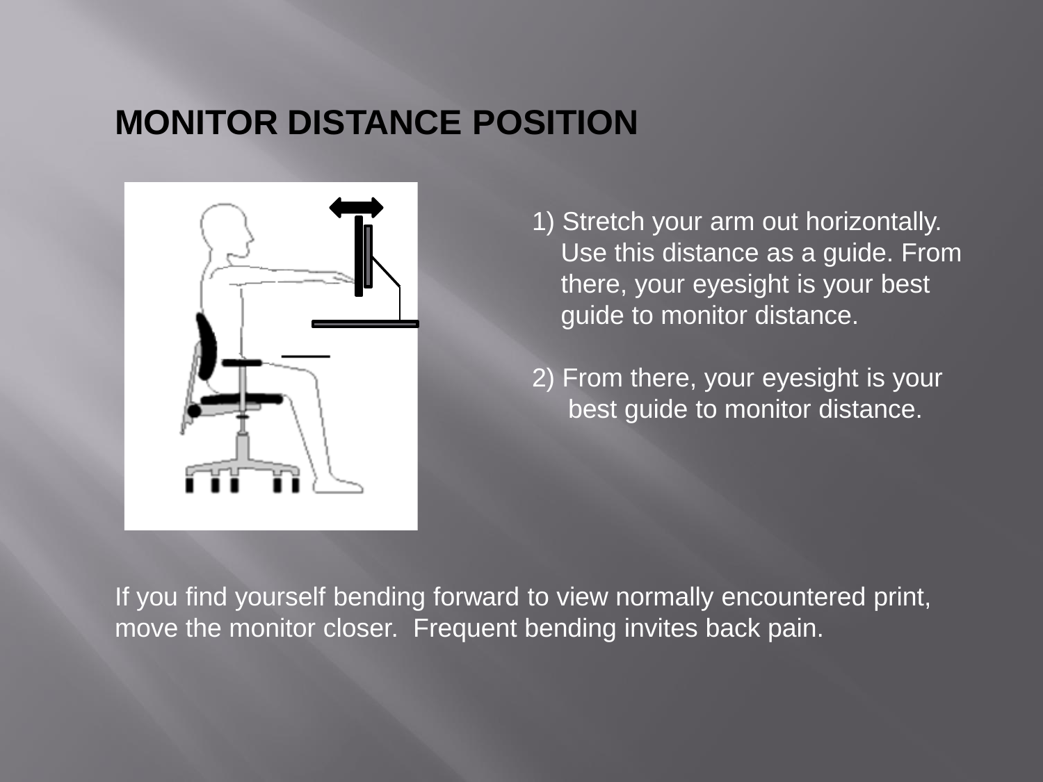# MONITOR DISTANCE POSITION

1) Stretch your arm out horizontally. Use this distance as a guide. From there, your eyesight is your best guide to monitor distance.

2) From there, your eyesight is your best guide to monitor distance.

If you find yourself bending forward to view normally encountered print, move the monitor closer. Frequent bending invites back pain.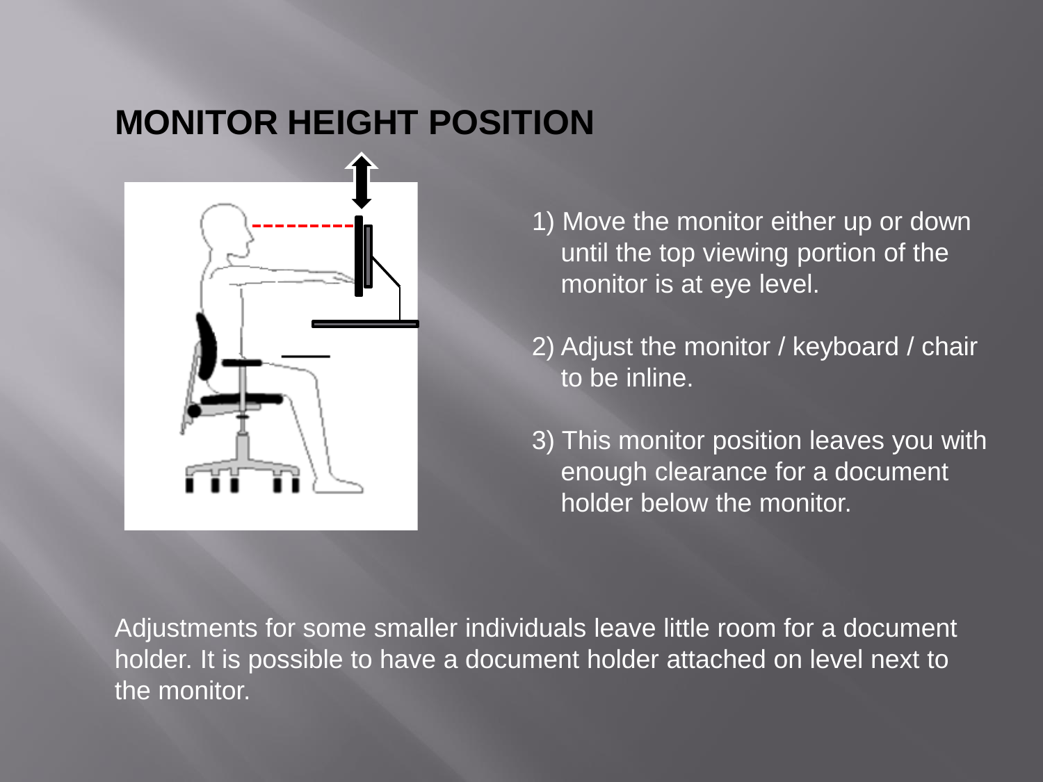# MONITOR HEIGHT POSITION

1) Move the monitor either up or down until the top viewing portion of the monitor is at eye level.

2) Adjust the monitor / keyboard / chair to be inline.

3) This monitor position leaves you with enough clearance for a document holder below the monitor.

Adjustments for some smaller individuals leave little room for a document holder. It is possible to have a document holder attached on level next to the monitor.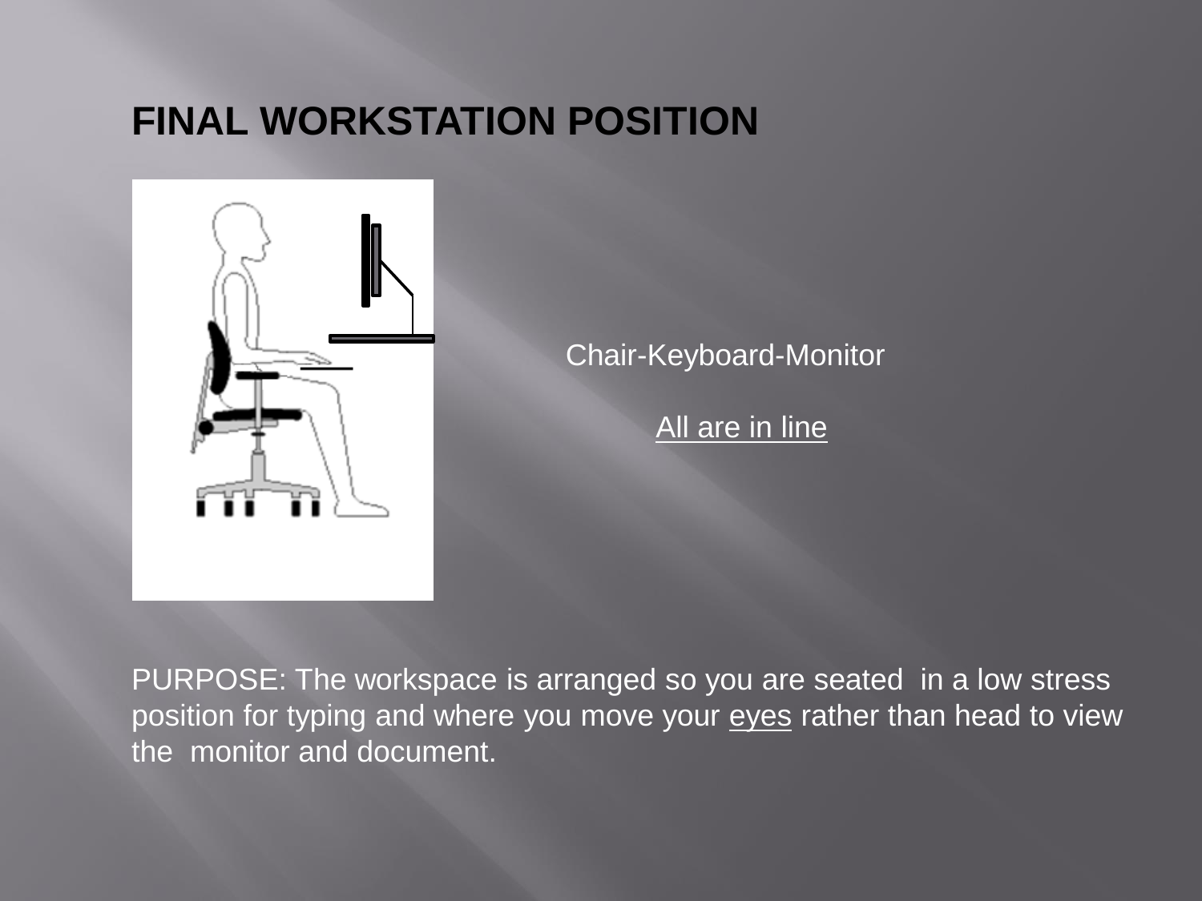# FINAL WORKSTATION POSITION

Chair-Keyboard-Monitor

All are in line

PURPOSE: The workspace is arranged so you are seated in a low stress position for typing and where you move your eyes rather than head to view the monitor and document.